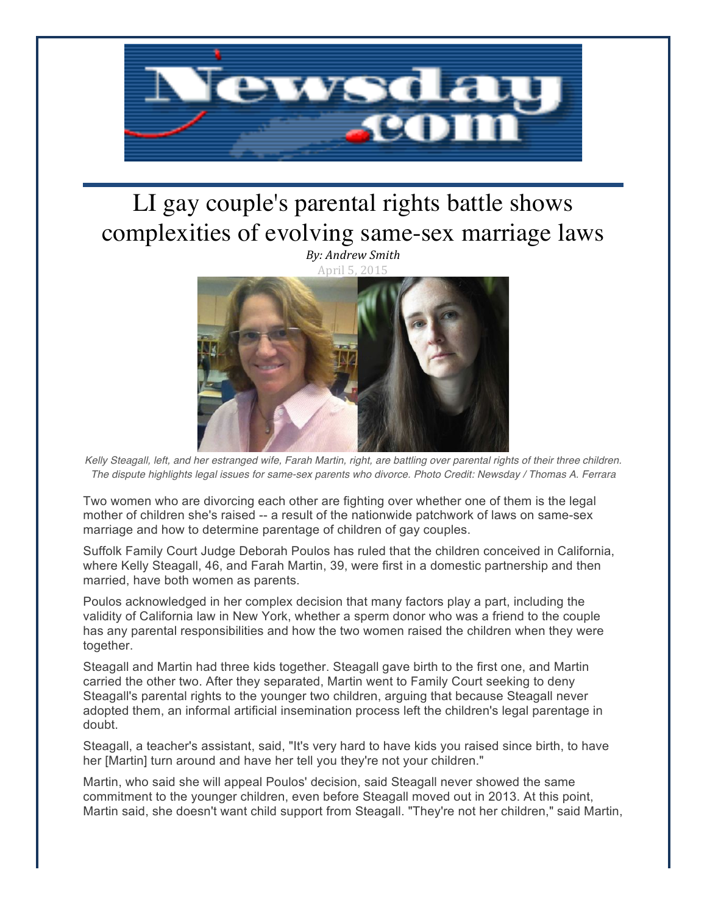# LI gay couple's parental rights battle shows complexities of evolving same-sex marriage laws

*By: Andrew Smith*

April 5, 2015

*Kelly Steagall, left, and her estranged wife, Farah Martin, right, are battling over parental rights of their three children. The dispute highlights legal issues for same-sex parents who divorce. Photo Credit: Newsday / Thomas A. Ferrara*

Two women who are divorcing each other are fighting over whether one of them is the legal mother of children she's raised -- a result of the nationwide patchwork of laws on same-sex marriage and how to determine parentage of children of gay couples.

Suffolk Family Court Judge Deborah Poulos has ruled that the children conceived in California, where Kelly Steagall, 46, and Farah Martin, 39, were first in a domestic partnership and then married, have both women as parents.

Poulos acknowledged in her complex decision that many factors play a part, including the validity of California law in New York, whether a sperm donor who was a friend to the couple has any parental responsibilities and how the two women raised the children when they were together.

Steagall and Martin had three kids together. Steagall gave birth to the first one, and Martin carried the other two. After they separated, Martin went to Family Court seeking to deny Steagall's parental rights to the younger two children, arguing that because Steagall never adopted them, an informal artificial insemination process left the children's legal parentage in doubt.

Steagall, a teacher's assistant, said, "It's very hard to have kids you raised since birth, to have her [Martin] turn around and have her tell you they're not your children."

Martin, who said she will appeal Poulos' decision, said Steagall never showed the same commitment to the younger children, even before Steagall moved out in 2013. At this point, Martin said, she doesn't want child support from Steagall. "They're not her children," said Martin,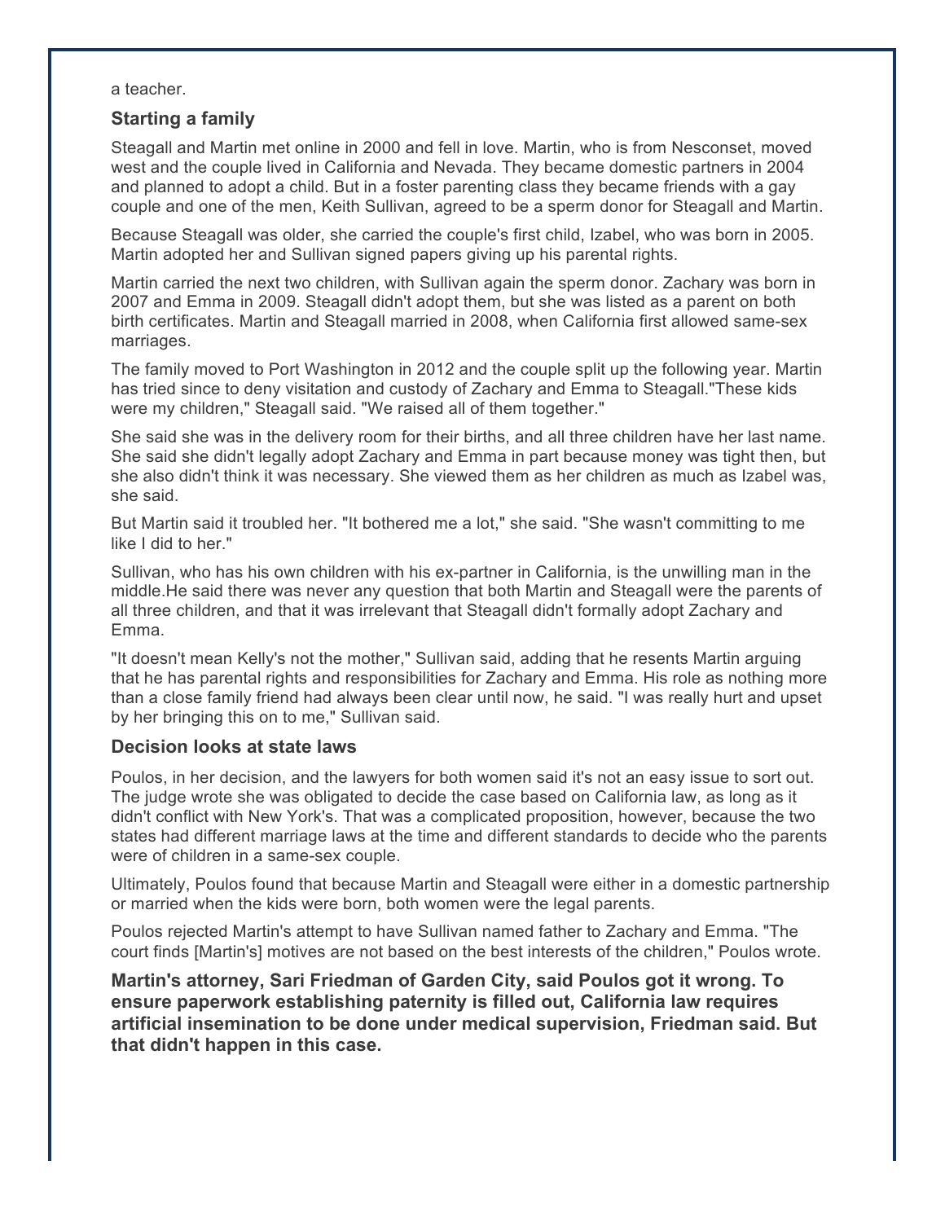a teacher.

### Starting a family

Steagall and Martin met online in 2000 and fell in love. Martin, who is from Nesconset, moved west and the couple lived in California and Nevada. They became domestic partners in 2004 and planned to adopt a child. But in a foster parenting class they became friends with a gay couple and one of the men, Keith Sullivan, agreed to be a sperm donor for Steagall and Martin.

Because Steagall was older, she carried the couple's first child, Izabel, who was born in 2005. Martin adopted her and Sullivan signed papers giving up his parental rights.

Martin carried the next two children, with Sullivan again the sperm donor. Zachary was born in 2007 and Emma in 2009. Steagall didn't adopt them, but she was listed as a parent on both birth certificates. Martin and Steagall married in 2008, when California first allowed same-sex marriages.

The family moved to Port Washington in 2012 and the couple split up the following year. Martin has tried since to deny visitation and custody of Zachary and Emma to Steagall."These kids were my children," Steagall said. "We raised all of them together."

She said she was in the delivery room for their births, and all three children have her last name. She said she didn't legally adopt Zachary and Emma in part because money was tight then, but she also didn't think it was necessary. She viewed them as her children as much as Izabel was, she said.

But Martin said it troubled her. "It bothered me a lot," she said. "She wasn't committing to me like I did to her."

Sullivan, who has his own children with his ex-partner in California, is the unwilling man in the middle.He said there was never any question that both Martin and Steagall were the parents of all three children, and that it was irrelevant that Steagall didn't formally adopt Zachary and Emma.

"It doesn't mean Kelly's not the mother," Sullivan said, adding that he resents Martin arguing that he has parental rights and responsibilities for Zachary and Emma. His role as nothing more than a close family friend had always been clear until now, he said. "I was really hurt and upset by her bringing this on to me," Sullivan said.

### Decision looks at state laws

Poulos, in her decision, and the lawyers for both women said it's not an easy issue to sort out. The judge wrote she was obligated to decide the case based on California law, as long as it didn't conflict with New York's. That was a complicated proposition, however, because the two states had different marriage laws at the time and different standards to decide who the parents were of children in a same-sex couple.

Ultimately, Poulos found that because Martin and Steagall were either in a domestic partnership or married when the kids were born, both women were the legal parents.

Poulos rejected Martin's attempt to have Sullivan named father to Zachary and Emma. "The court finds [Martin's] motives are not based on the best interests of the children," Poulos wrote.

**Martin's attorney, Sari Friedman of Garden City, said Poulos got it wrong. To ensure paperwork establishing paternity is filled out, California law requires artificial insemination to be done under medical supervision, Friedman said. But that didn't happen in this case.**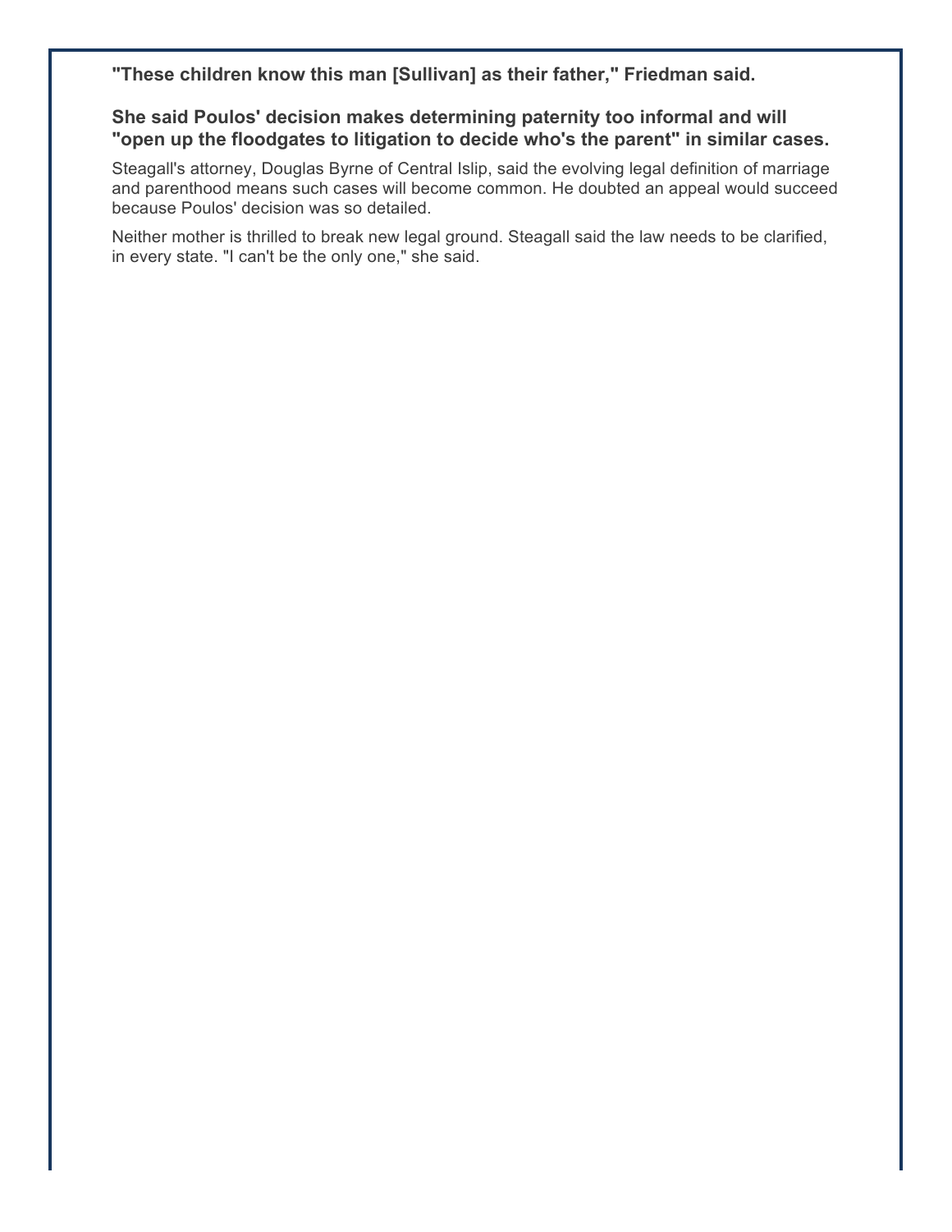**"These children know this man [Sullivan] as their father," Friedman said.**

**She said Poulos' decision makes determining paternity too informal and will "open up the floodgates to litigation to decide who's the parent" in similar cases.**

Steagall's attorney, Douglas Byrne of Central Islip, said the evolving legal definition of marriage and parenthood means such cases will become common. He doubted an appeal would succeed because Poulos' decision was so detailed.

Neither mother is thrilled to break new legal ground. Steagall said the law needs to be clarified, in every state. "I can't be the only one," she said.